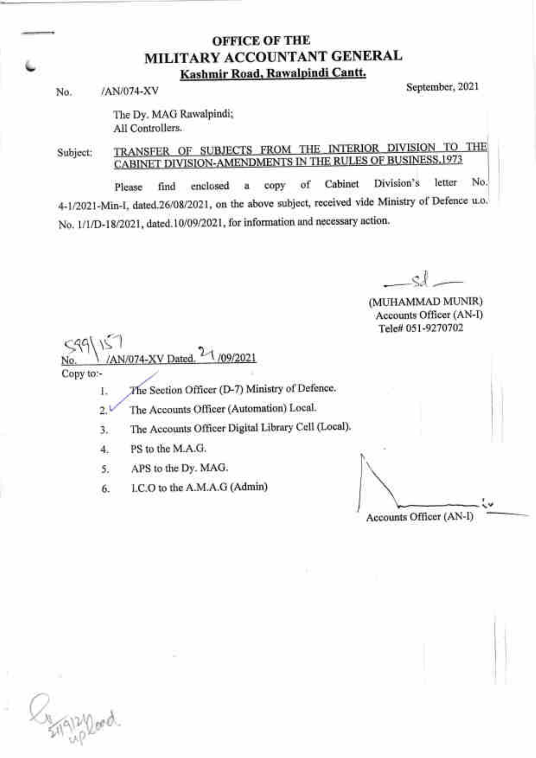# OFFICE OF THE
# MILITARY ACCOUNTANT GENERAL
**Kashmir Road, Rawalpindi Cantt.**

No. /AN/074-XV September, 2021

The Dy. MAG Rawalpindi;
All Controllers.

Subject: TRANSFER OF SUBJECTS FROM THE INTERIOR DIVISION TO THE CABINET DIVISION-AMENDMENTS IN THE RULES OF BUSINESS,1973

Please find enclosed a copy of Cabinet Division's letter No. 4-1/2021-Min-I, dated.26/08/2021, on the above subject, received vide Ministry of Defence u.o. No. 1/1/D-18/2021, dated.10/09/2021, for information and necessary action.

Sd

(MUHAMMAD MUNIR)
Accounts Officer (AN-I)
Tele# 051-9270702

No. 599/157 /AN/074-XV Dated. 21 /09/2021

Copy to:-

1. The Section Officer (D-7) Ministry of Defence.
2. The Accounts Officer (Automation) Local.
3. The Accounts Officer Digital Library Cell (Local).
4. PS to the M.A.G.
5. APS to the Dy. MAG.
6. I.C.O to the A.M.A.G (Admin)

Accounts Officer (AN-I)

21/9/21 uploaded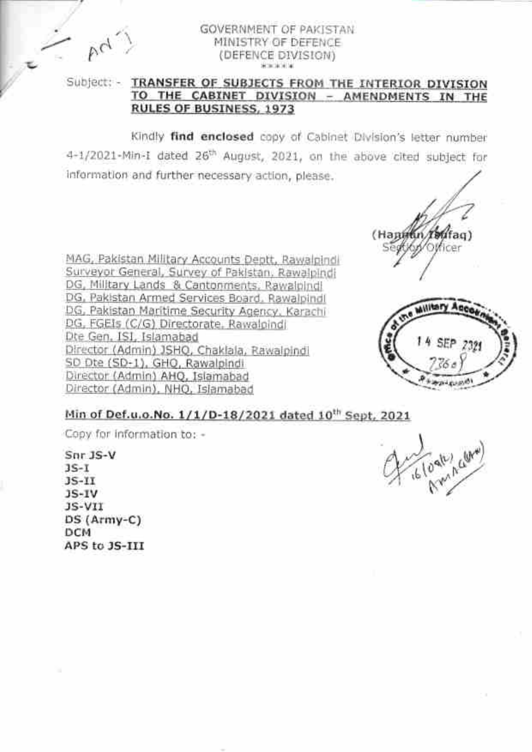GOVERNMENT OF PAKISTAN
MINISTRY OF DEFENCE
(DEFENCE DIVISION)

\*\*\*\*\*

Subject: - **TRANSFER OF SUBJECTS FROM THE INTERIOR DIVISION TO THE CABINET DIVISION - AMENDMENTS IN THE RULES OF BUSINESS, 1973**

Kindly **find enclosed** copy of Cabinet Division's letter number 4-1/2021-Min-I dated 26th August, 2021, on the above cited subject for information and further necessary action, please.

(Hannan Toufaq)
Section Officer

MAG, Pakistan Military Accounts Deptt, Rawalpindi
Surveyor General, Survey of Pakistan, Rawalpindi
DG, Military Lands & Cantonments, Rawalpindi
DG, Pakistan Armed Services Board, Rawalpindi
DG, Pakistan Maritime Security Agency, Karachi
DG, FGEIs (C/G) Directorate, Rawalpindi
Dte Gen, ISI, Islamabad
Director (Admin) JSHQ, Chaklala, Rawalpindi
SD Dte (SD-1), GHQ, Rawalpindi
Director (Admin) AHQ, Islamabad
Director (Admin), NHQ, Islamabad

Office of the Military Accountant General
14 SEP 2021
7360
Rawalpindi

**Min of Def.u.o.No. 1/1/D-18/2021 dated 10th Sept, 2021**

Copy for information to: -

**Snr JS-V**
**JS-I**
**JS-II**
**JS-IV**
**JS-VII**
**DS (Army-C)**
**DCM**
**APS to JS-III**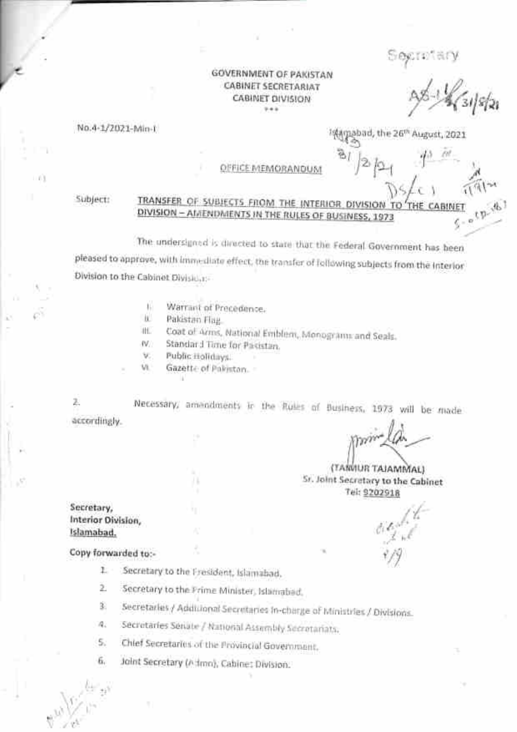GOVERNMENT OF PAKISTAN
CABINET SECRETARIAT
CABINET DIVISION

No.4-1/2021-Min-I

Islamabad, the 26th August, 2021

OFFICE MEMORANDUM

Subject: **TRANSFER OF SUBJECTS FROM THE INTERIOR DIVISION TO THE CABINET DIVISION – AMENDMENTS IN THE RULES OF BUSINESS, 1973**

The undersigned is directed to state that the Federal Government has been pleased to approve, with immediate effect, the transfer of following subjects from the Interior Division to the Cabinet Division:-

- i. Warrant of Precedence.
- ii. Pakistan Flag.
- iii. Coat of Arms, National Emblem, Monograms and Seals.
- iv. Standard Time for Pakistan.
- v. Public Holidays.
- vi. Gazette of Pakistan.

2. Necessary amendments in the Rules of Business, 1973 will be made accordingly.

(TAIMUR TAJAMMAL)
Sr. Joint Secretary to the Cabinet
Tel: 9202918

Secretary,
Interior Division,
Islamabad.

Copy forwarded to:-

1. Secretary to the President, Islamabad.
2. Secretary to the Prime Minister, Islamabad.
3. Secretaries / Additional Secretaries In-charge of Ministries / Divisions.
4. Secretaries Senate / National Assembly Secretariats.
5. Chief Secretaries of the Provincial Government.
6. Joint Secretary (Admn), Cabinet Division.